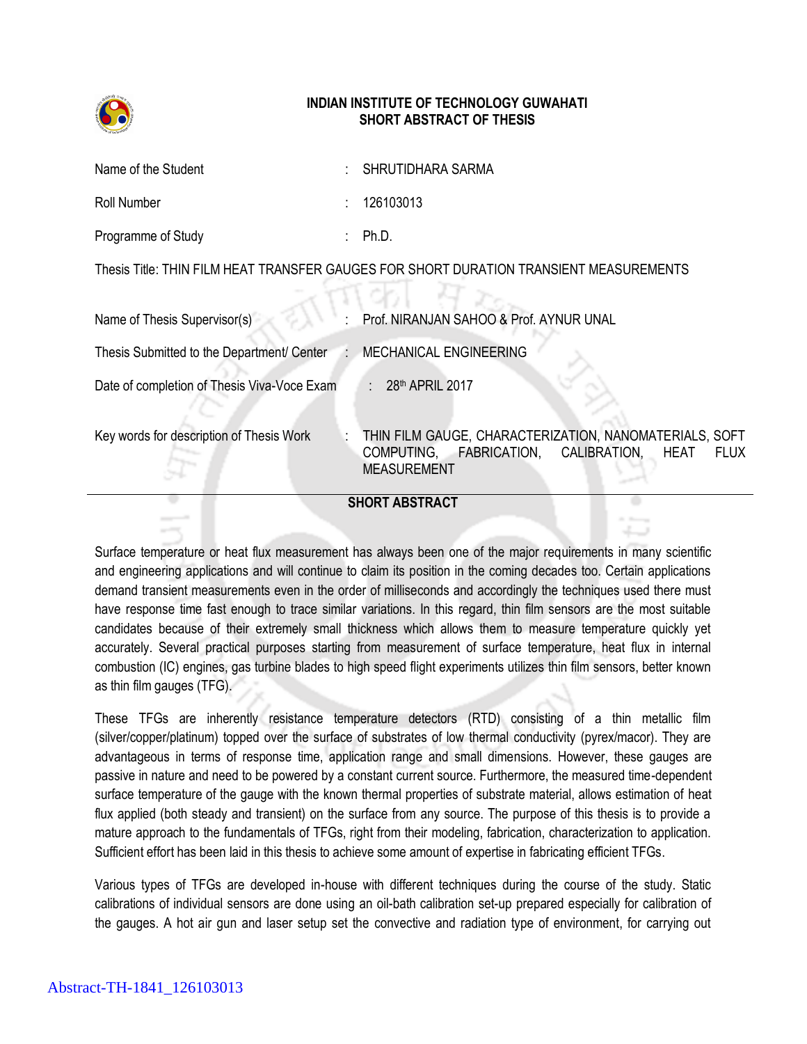# INDIAN INSTITUTE OF TECHNOLOGY GUWAHATI
## SHORT ABSTRACT OF THESIS

| | | |
|---|---|---|
| Name of the Student | : | SHRUTIDHARA SARMA |
| Roll Number | : | 126103013 |
| Programme of Study | : | Ph.D. |

Thesis Title: THIN FILM HEAT TRANSFER GAUGES FOR SHORT DURATION TRANSIENT MEASUREMENTS

| | | |
|---|---|---|
| Name of Thesis Supervisor(s) | : | Prof. NIRANJAN SAHOO & Prof. AYNUR UNAL |
| Thesis Submitted to the Department/ Center | : | MECHANICAL ENGINEERING |
| Date of completion of Thesis Viva-Voce Exam | : | 28th APRIL 2017 |
| Key words for description of Thesis Work | : | THIN FILM GAUGE, CHARACTERIZATION, NANOMATERIALS, SOFT COMPUTING, FABRICATION, CALIBRATION, HEAT FLUX MEASUREMENT |

## SHORT ABSTRACT

Surface temperature or heat flux measurement has always been one of the major requirements in many scientific and engineering applications and will continue to claim its position in the coming decades too. Certain applications demand transient measurements even in the order of milliseconds and accordingly the techniques used there must have response time fast enough to trace similar variations. In this regard, thin film sensors are the most suitable candidates because of their extremely small thickness which allows them to measure temperature quickly yet accurately. Several practical purposes starting from measurement of surface temperature, heat flux in internal combustion (IC) engines, gas turbine blades to high speed flight experiments utilizes thin film sensors, better known as thin film gauges (TFG).

These TFGs are inherently resistance temperature detectors (RTD) consisting of a thin metallic film (silver/copper/platinum) topped over the surface of substrates of low thermal conductivity (pyrex/macor). They are advantageous in terms of response time, application range and small dimensions. However, these gauges are passive in nature and need to be powered by a constant current source. Furthermore, the measured time-dependent surface temperature of the gauge with the known thermal properties of substrate material, allows estimation of heat flux applied (both steady and transient) on the surface from any source. The purpose of this thesis is to provide a mature approach to the fundamentals of TFGs, right from their modeling, fabrication, characterization to application. Sufficient effort has been laid in this thesis to achieve some amount of expertise in fabricating efficient TFGs.

Various types of TFGs are developed in-house with different techniques during the course of the study. Static calibrations of individual sensors are done using an oil-bath calibration set-up prepared especially for calibration of the gauges. A hot air gun and laser setup set the convective and radiation type of environment, for carrying out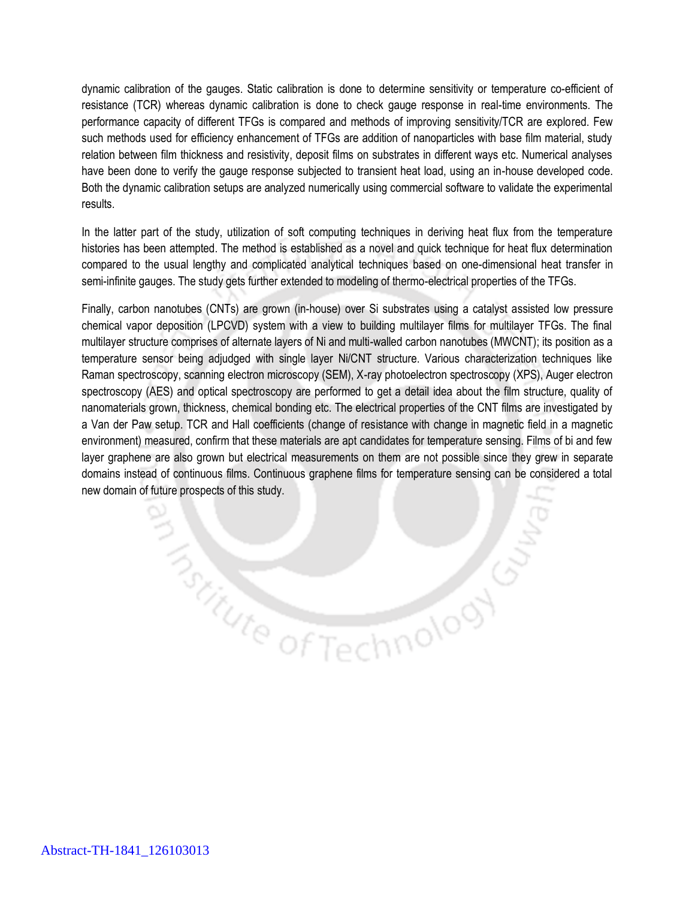dynamic calibration of the gauges. Static calibration is done to determine sensitivity or temperature co-efficient of resistance (TCR) whereas dynamic calibration is done to check gauge response in real-time environments. The performance capacity of different TFGs is compared and methods of improving sensitivity/TCR are explored. Few such methods used for efficiency enhancement of TFGs are addition of nanoparticles with base film material, study relation between film thickness and resistivity, deposit films on substrates in different ways etc. Numerical analyses have been done to verify the gauge response subjected to transient heat load, using an in-house developed code. Both the dynamic calibration setups are analyzed numerically using commercial software to validate the experimental results.

In the latter part of the study, utilization of soft computing techniques in deriving heat flux from the temperature histories has been attempted. The method is established as a novel and quick technique for heat flux determination compared to the usual lengthy and complicated analytical techniques based on one-dimensional heat transfer in semi-infinite gauges. The study gets further extended to modeling of thermo-electrical properties of the TFGs.

Finally, carbon nanotubes (CNTs) are grown (in-house) over Si substrates using a catalyst assisted low pressure chemical vapor deposition (LPCVD) system with a view to building multilayer films for multilayer TFGs. The final multilayer structure comprises of alternate layers of Ni and multi-walled carbon nanotubes (MWCNT); its position as a temperature sensor being adjudged with single layer Ni/CNT structure. Various characterization techniques like Raman spectroscopy, scanning electron microscopy (SEM), X-ray photoelectron spectroscopy (XPS), Auger electron spectroscopy (AES) and optical spectroscopy are performed to get a detail idea about the film structure, quality of nanomaterials grown, thickness, chemical bonding etc. The electrical properties of the CNT films are investigated by a Van der Paw setup. TCR and Hall coefficients (change of resistance with change in magnetic field in a magnetic environment) measured, confirm that these materials are apt candidates for temperature sensing. Films of bi and few layer graphene are also grown but electrical measurements on them are not possible since they grew in separate domains instead of continuous films. Continuous graphene films for temperature sensing can be considered a total new domain of future prospects of this study.